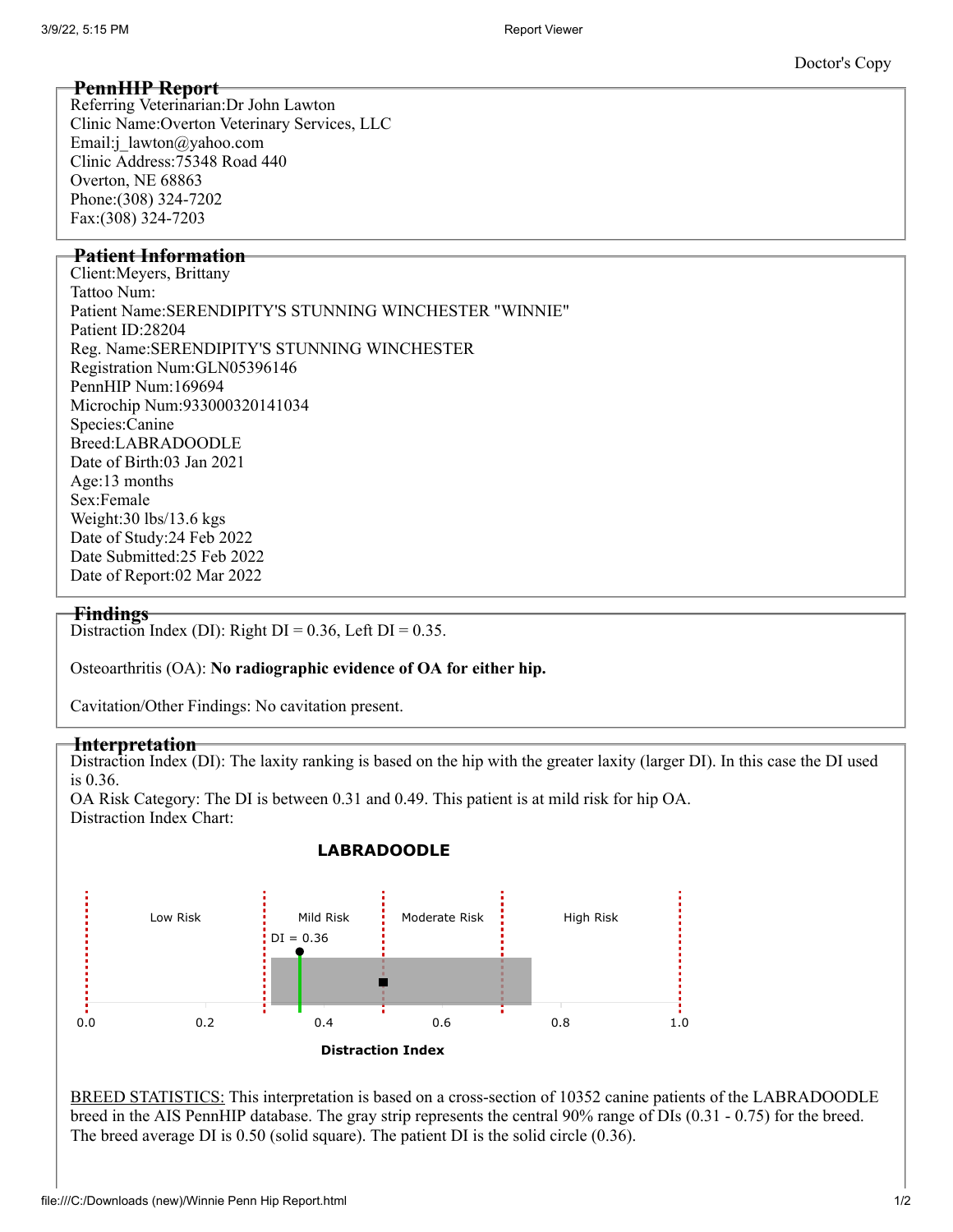Doctor's Copy

## PennHIP Report

Referring Veterinarian:Dr John Lawton
Clinic Name:Overton Veterinary Services, LLC
Email:j_lawton@yahoo.com
Clinic Address:75348 Road 440
Overton, NE 68863
Phone:(308) 324-7202
Fax:(308) 324-7203

## Patient Information

Client:Meyers, Brittany
Tattoo Num:
Patient Name:SERENDIPITY'S STUNNING WINCHESTER "WINNIE"
Patient ID:28204
Reg. Name:SERENDIPITY'S STUNNING WINCHESTER
Registration Num:GLN05396146
PennHIP Num:169694
Microchip Num:933000320141034
Species:Canine
Breed:LABRADOODLE
Date of Birth:03 Jan 2021
Age:13 months
Sex:Female
Weight:30 lbs/13.6 kgs
Date of Study:24 Feb 2022
Date Submitted:25 Feb 2022
Date of Report:02 Mar 2022

## Findings

Distraction Index (DI): Right DI = 0.36, Left DI = 0.35.

Osteoarthritis (OA): **No radiographic evidence of OA for either hip.**

Cavitation/Other Findings: No cavitation present.

## Interpretation

Distraction Index (DI): The laxity ranking is based on the hip with the greater laxity (larger DI). In this case the DI used is 0.36.
OA Risk Category: The DI is between 0.31 and 0.49. This patient is at mild risk for hip OA.
Distraction Index Chart:

**LABRADOODLE**

Low Risk | Mild Risk | Moderate Risk | High Risk

DI = 0.36

0.0 0.2 0.4 0.6 0.8 1.0

**Distraction Index**

BREED STATISTICS: This interpretation is based on a cross-section of 10352 canine patients of the LABRADOODLE breed in the AIS PennHIP database. The gray strip represents the central 90% range of DIs (0.31 - 0.75) for the breed. The breed average DI is 0.50 (solid square). The patient DI is the solid circle (0.36).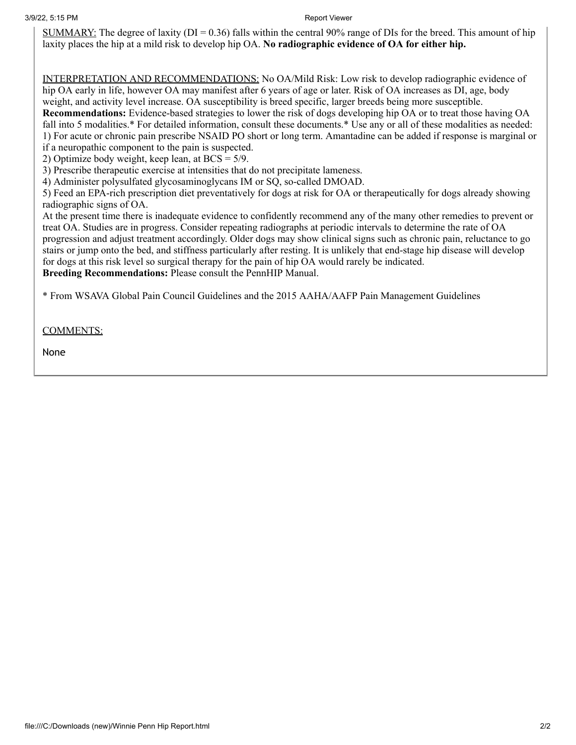SUMMARY: The degree of laxity (DI = 0.36) falls within the central 90% range of DIs for the breed. This amount of hip laxity places the hip at a mild risk to develop hip OA. **No radiographic evidence of OA for either hip.**

INTERPRETATION AND RECOMMENDATIONS: No OA/Mild Risk: Low risk to develop radiographic evidence of hip OA early in life, however OA may manifest after 6 years of age or later. Risk of OA increases as DI, age, body weight, and activity level increase. OA susceptibility is breed specific, larger breeds being more susceptible.

**Recommendations:** Evidence-based strategies to lower the risk of dogs developing hip OA or to treat those having OA fall into 5 modalities.* For detailed information, consult these documents.* Use any or all of these modalities as needed:

1) For acute or chronic pain prescribe NSAID PO short or long term. Amantadine can be added if response is marginal or if a neuropathic component to the pain is suspected.
2) Optimize body weight, keep lean, at BCS = 5/9.
3) Prescribe therapeutic exercise at intensities that do not precipitate lameness.
4) Administer polysulfated glycosaminoglycans IM or SQ, so-called DMOAD.
5) Feed an EPA-rich prescription diet preventatively for dogs at risk for OA or therapeutically for dogs already showing radiographic signs of OA.

At the present time there is inadequate evidence to confidently recommend any of the many other remedies to prevent or treat OA. Studies are in progress. Consider repeating radiographs at periodic intervals to determine the rate of OA progression and adjust treatment accordingly. Older dogs may show clinical signs such as chronic pain, reluctance to go stairs or jump onto the bed, and stiffness particularly after resting. It is unlikely that end-stage hip disease will develop for dogs at this risk level so surgical therapy for the pain of hip OA would rarely be indicated.

**Breeding Recommendations:** Please consult the PennHIP Manual.

* From WSAVA Global Pain Council Guidelines and the 2015 AAHA/AAFP Pain Management Guidelines

COMMENTS:

None